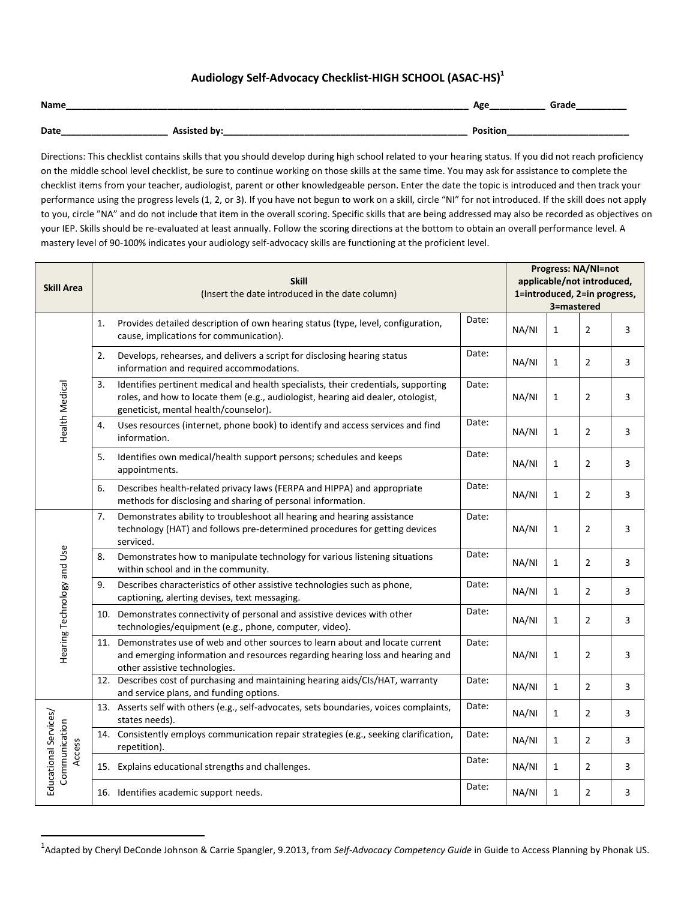# Audiology Self-Advocacy Checklist-HIGH SCHOOL (ASAC-HS)[1]

**Name**_______________________________________________ **Age**__________ **Grade**__________

**Date**____________________ **Assisted by:**_______________________________________________ **Position**________________________

Directions: This checklist contains skills that you should develop during high school related to your hearing status. If you did not reach proficiency on the middle school level checklist, be sure to continue working on those skills at the same time. You may ask for assistance to complete the checklist items from your teacher, audiologist, parent or other knowledgeable person. Enter the date the topic is introduced and then track your performance using the progress levels (1, 2, or 3). If you have not begun to work on a skill, circle "NI" for not introduced. If the skill does not apply to you, circle "NA" and do not include that item in the overall scoring. Specific skills that are being addressed may also be recorded as objectives on your IEP. Skills should be re-evaluated at least annually. Follow the scoring directions at the bottom to obtain an overall performance level. A mastery level of 90-100% indicates your audiology self-advocacy skills are functioning at the proficient level.

| Skill Area | Skill (Insert the date introduced in the date column) | | Progress: NA/NI=not applicable/not introduced, 1=introduced, 2=in progress, 3=mastered | | | |
|---|---|---|---|---|---|---|
| Health Medical | 1. Provides detailed description of own hearing status (type, level, configuration, cause, implications for communication). | Date: | NA/NI | 1 | 2 | 3 |
| | 2. Develops, rehearses, and delivers a script for disclosing hearing status information and required accommodations. | Date: | NA/NI | 1 | 2 | 3 |
| | 3. Identifies pertinent medical and health specialists, their credentials, supporting roles, and how to locate them (e.g., audiologist, hearing aid dealer, otologist, geneticist, mental health/counselor). | Date: | NA/NI | 1 | 2 | 3 |
| | 4. Uses resources (internet, phone book) to identify and access services and find information. | Date: | NA/NI | 1 | 2 | 3 |
| | 5. Identifies own medical/health support persons; schedules and keeps appointments. | Date: | NA/NI | 1 | 2 | 3 |
| | 6. Describes health-related privacy laws (FERPA and HIPPA) and appropriate methods for disclosing and sharing of personal information. | Date: | NA/NI | 1 | 2 | 3 |
| Hearing Technology and Use | 7. Demonstrates ability to troubleshoot all hearing and hearing assistance technology (HAT) and follows pre-determined procedures for getting devices serviced. | Date: | NA/NI | 1 | 2 | 3 |
| | 8. Demonstrates how to manipulate technology for various listening situations within school and in the community. | Date: | NA/NI | 1 | 2 | 3 |
| | 9. Describes characteristics of other assistive technologies such as phone, captioning, alerting devises, text messaging. | Date: | NA/NI | 1 | 2 | 3 |
| | 10. Demonstrates connectivity of personal and assistive devices with other technologies/equipment (e.g., phone, computer, video). | Date: | NA/NI | 1 | 2 | 3 |
| | 11. Demonstrates use of web and other sources to learn about and locate current and emerging information and resources regarding hearing loss and hearing and other assistive technologies. | Date: | NA/NI | 1 | 2 | 3 |
| | 12. Describes cost of purchasing and maintaining hearing aids/CIs/HAT, warranty and service plans, and funding options. | Date: | NA/NI | 1 | 2 | 3 |
| Educational Services/ Communication Access | 13. Asserts self with others (e.g., self-advocates, sets boundaries, voices complaints, states needs). | Date: | NA/NI | 1 | 2 | 3 |
| | 14. Consistently employs communication repair strategies (e.g., seeking clarification, repetition). | Date: | NA/NI | 1 | 2 | 3 |
| | 15. Explains educational strengths and challenges. | Date: | NA/NI | 1 | 2 | 3 |
| | 16. Identifies academic support needs. | Date: | NA/NI | 1 | 2 | 3 |

[1]Adapted by Cheryl DeConde Johnson & Carrie Spangler, 9.2013, from *Self-Advocacy Competency Guide* in Guide to Access Planning by Phonak US.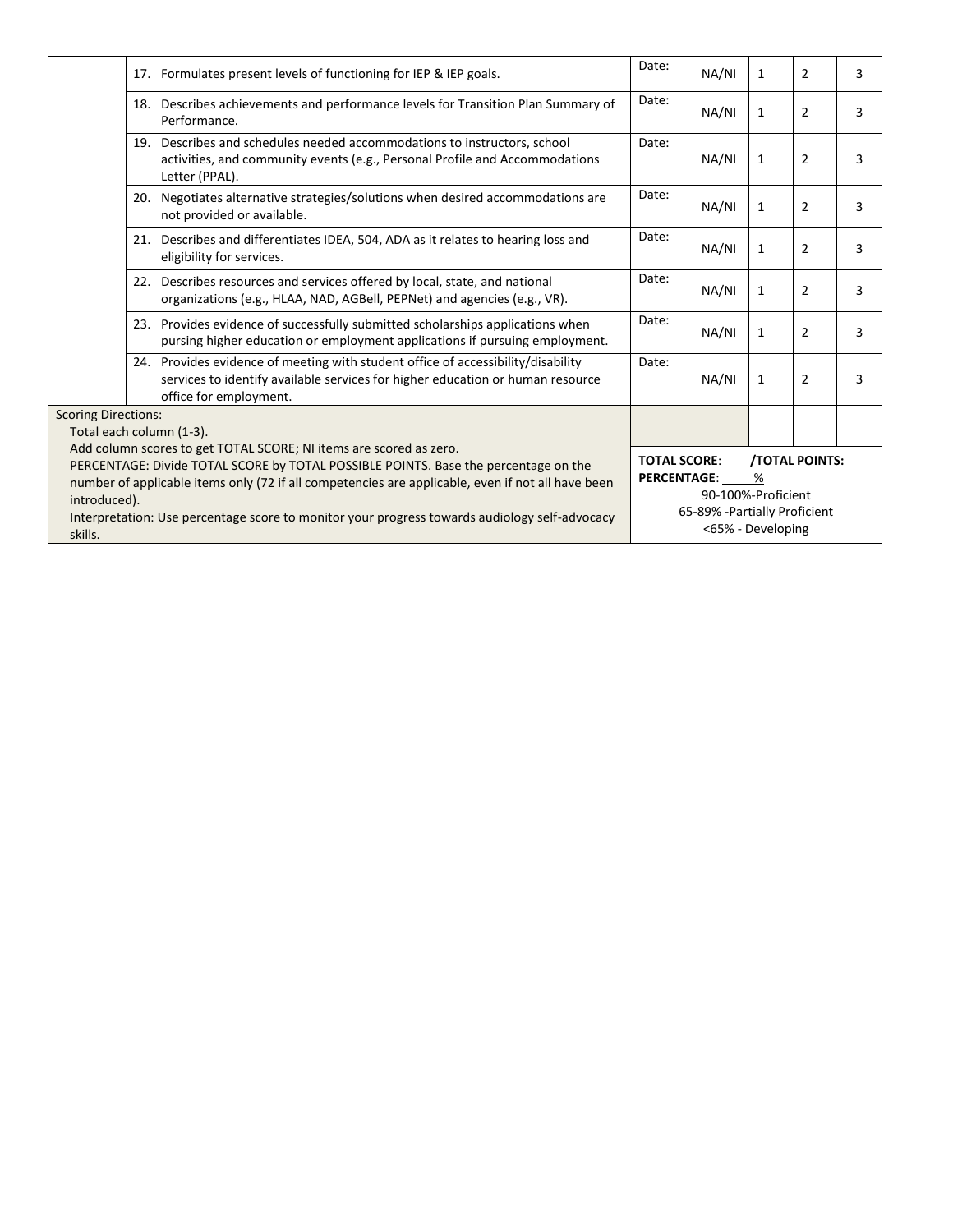| | | | | | | |
|---|---|---|---|---|---|---|
| | 17. Formulates present levels of functioning for IEP & IEP goals. | Date: | NA/NI | 1 | 2 | 3 |
| | 18. Describes achievements and performance levels for Transition Plan Summary of Performance. | Date: | NA/NI | 1 | 2 | 3 |
| | 19. Describes and schedules needed accommodations to instructors, school activities, and community events (e.g., Personal Profile and Accommodations Letter (PPAL). | Date: | NA/NI | 1 | 2 | 3 |
| | 20. Negotiates alternative strategies/solutions when desired accommodations are not provided or available. | Date: | NA/NI | 1 | 2 | 3 |
| | 21. Describes and differentiates IDEA, 504, ADA as it relates to hearing loss and eligibility for services. | Date: | NA/NI | 1 | 2 | 3 |
| | 22. Describes resources and services offered by local, state, and national organizations (e.g., HLAA, NAD, AGBell, PEPNet) and agencies (e.g., VR). | Date: | NA/NI | 1 | 2 | 3 |
| | 23. Provides evidence of successfully submitted scholarships applications when pursing higher education or employment applications if pursuing employment. | Date: | NA/NI | 1 | 2 | 3 |
| | 24. Provides evidence of meeting with student office of accessibility/disability services to identify available services for higher education or human resource office for employment. | Date: | NA/NI | 1 | 2 | 3 |

| | | | | |
|---|---|---|---|---|
| Scoring Directions:<br>Total each column (1-3).<br>Add column scores to get TOTAL SCORE; NI items are scored as zero.<br>PERCENTAGE: Divide TOTAL SCORE by TOTAL POSSIBLE POINTS. Base the percentage on the number of applicable items only (72 if all competencies are applicable, even if not all have been introduced).<br>Interpretation: Use percentage score to monitor your progress towards audiology self-advocacy skills. | | | | |
| | **TOTAL SCORE**: ___ **/TOTAL POINTS:** __<br>**PERCENTAGE**: ____%<br>90-100%-Proficient<br>65-89% -Partially Proficient<br><65% - Developing | | | |